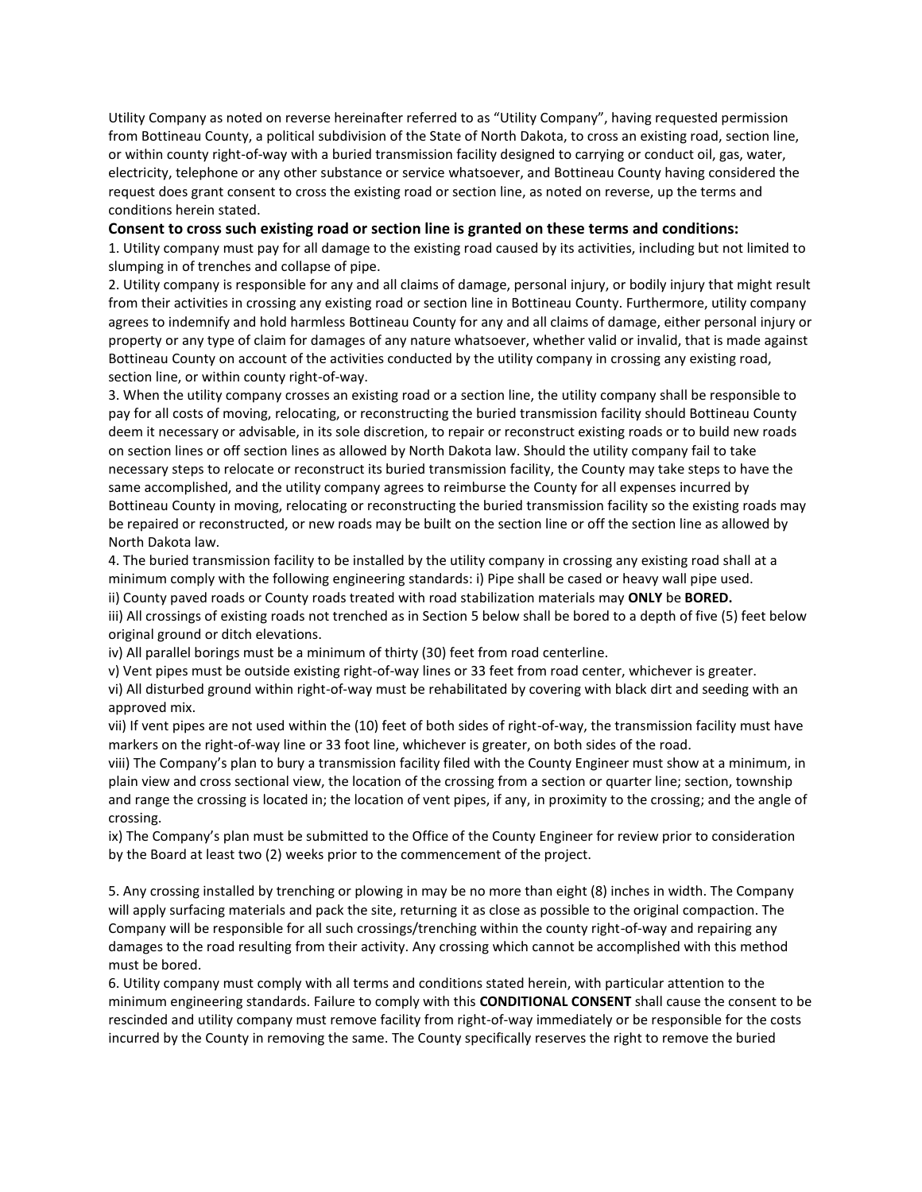Utility Company as noted on reverse hereinafter referred to as "Utility Company", having requested permission from Bottineau County, a political subdivision of the State of North Dakota, to cross an existing road, section line, or within county right-of-way with a buried transmission facility designed to carrying or conduct oil, gas, water, electricity, telephone or any other substance or service whatsoever, and Bottineau County having considered the request does grant consent to cross the existing road or section line, as noted on reverse, up the terms and conditions herein stated.

**Consent to cross such existing road or section line is granted on these terms and conditions:**

1. Utility company must pay for all damage to the existing road caused by its activities, including but not limited to slumping in of trenches and collapse of pipe.
2. Utility company is responsible for any and all claims of damage, personal injury, or bodily injury that might result from their activities in crossing any existing road or section line in Bottineau County. Furthermore, utility company agrees to indemnify and hold harmless Bottineau County for any and all claims of damage, either personal injury or property or any type of claim for damages of any nature whatsoever, whether valid or invalid, that is made against Bottineau County on account of the activities conducted by the utility company in crossing any existing road, section line, or within county right-of-way.
3. When the utility company crosses an existing road or a section line, the utility company shall be responsible to pay for all costs of moving, relocating, or reconstructing the buried transmission facility should Bottineau County deem it necessary or advisable, in its sole discretion, to repair or reconstruct existing roads or to build new roads on section lines or off section lines as allowed by North Dakota law. Should the utility company fail to take necessary steps to relocate or reconstruct its buried transmission facility, the County may take steps to have the same accomplished, and the utility company agrees to reimburse the County for all expenses incurred by Bottineau County in moving, relocating or reconstructing the buried transmission facility so the existing roads may be repaired or reconstructed, or new roads may be built on the section line or off the section line as allowed by North Dakota law.
4. The buried transmission facility to be installed by the utility company in crossing any existing road shall at a minimum comply with the following engineering standards: i) Pipe shall be cased or heavy wall pipe used.

ii) County paved roads or County roads treated with road stabilization materials may **ONLY** be **BORED.**

iii) All crossings of existing roads not trenched as in Section 5 below shall be bored to a depth of five (5) feet below original ground or ditch elevations.

iv) All parallel borings must be a minimum of thirty (30) feet from road centerline.

v) Vent pipes must be outside existing right-of-way lines or 33 feet from road center, whichever is greater.

vi) All disturbed ground within right-of-way must be rehabilitated by covering with black dirt and seeding with an approved mix.

vii) If vent pipes are not used within the (10) feet of both sides of right-of-way, the transmission facility must have markers on the right-of-way line or 33 foot line, whichever is greater, on both sides of the road.

viii) The Company's plan to bury a transmission facility filed with the County Engineer must show at a minimum, in plain view and cross sectional view, the location of the crossing from a section or quarter line; section, township and range the crossing is located in; the location of vent pipes, if any, in proximity to the crossing; and the angle of crossing.

ix) The Company's plan must be submitted to the Office of the County Engineer for review prior to consideration by the Board at least two (2) weeks prior to the commencement of the project.

5. Any crossing installed by trenching or plowing in may be no more than eight (8) inches in width. The Company will apply surfacing materials and pack the site, returning it as close as possible to the original compaction. The Company will be responsible for all such crossings/trenching within the county right-of-way and repairing any damages to the road resulting from their activity. Any crossing which cannot be accomplished with this method must be bored.
6. Utility company must comply with all terms and conditions stated herein, with particular attention to the minimum engineering standards. Failure to comply with this **CONDITIONAL CONSENT** shall cause the consent to be rescinded and utility company must remove facility from right-of-way immediately or be responsible for the costs incurred by the County in removing the same. The County specifically reserves the right to remove the buried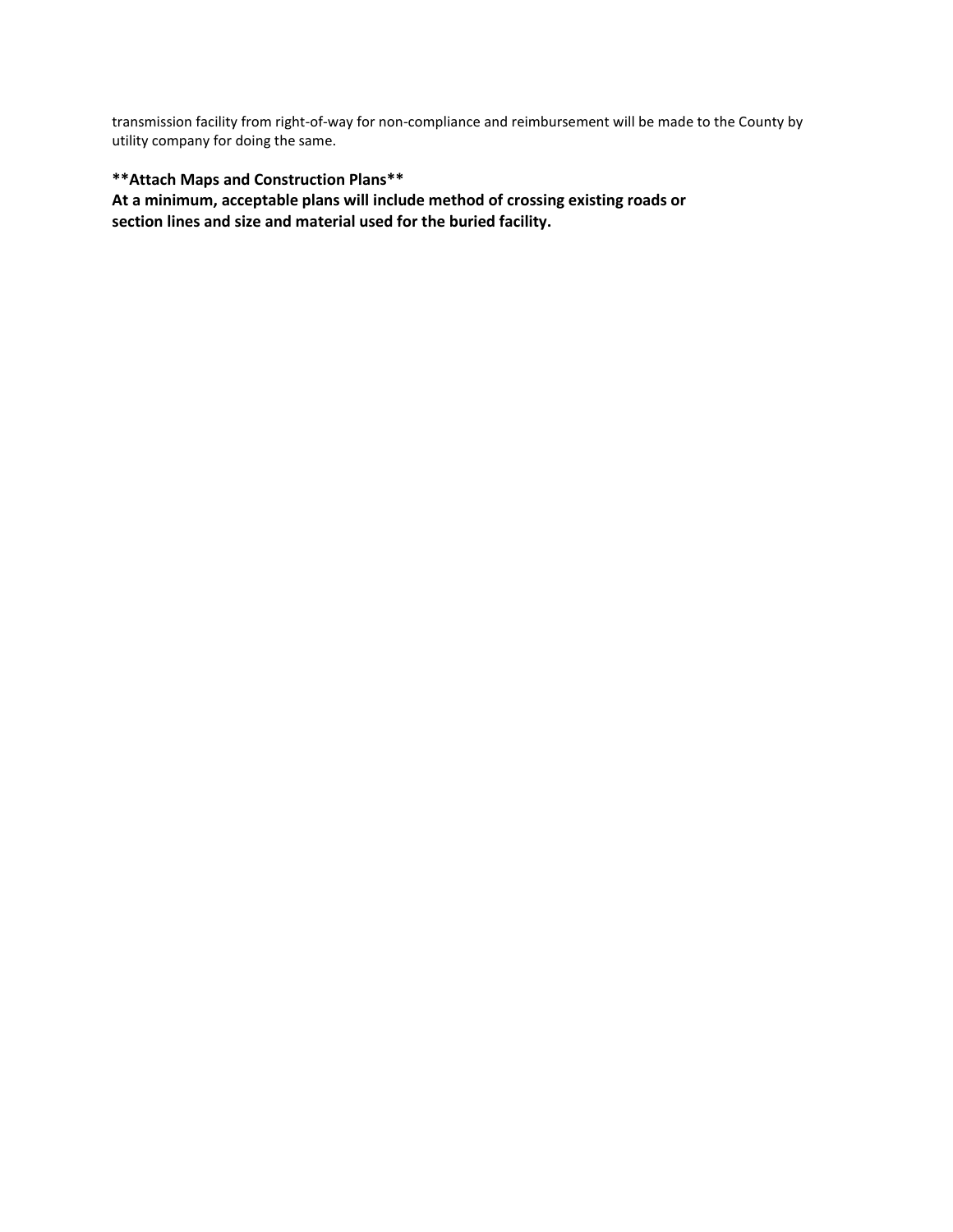transmission facility from right-of-way for non-compliance and reimbursement will be made to the County by utility company for doing the same.

**\*\*Attach Maps and Construction Plans\*\***

**At a minimum, acceptable plans will include method of crossing existing roads or section lines and size and material used for the buried facility.**